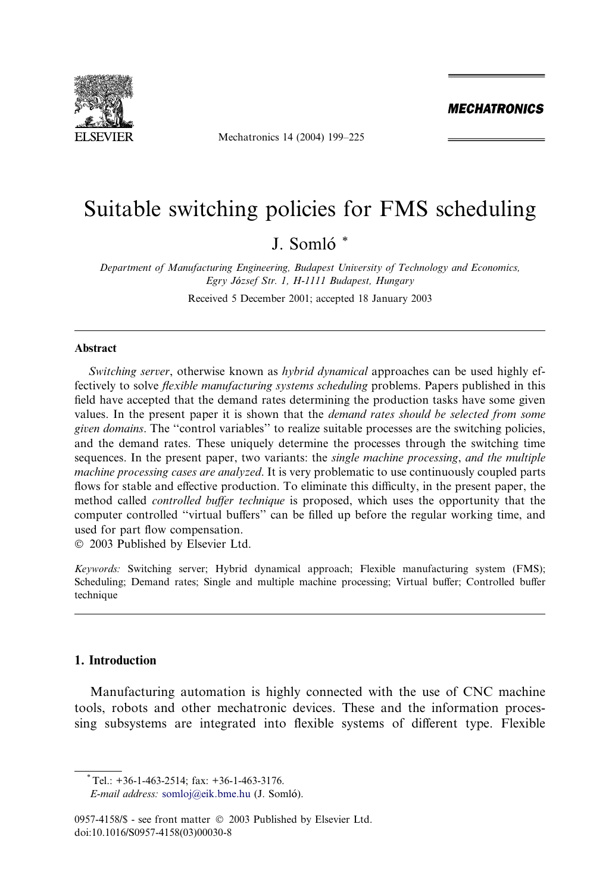# Suitable switching policies for FMS scheduling

J. Somló *

*Department of Manufacturing Engineering, Budapest University of Technology and Economics, Egry József Str. 1, H-1111 Budapest, Hungary*

Received 5 December 2001; accepted 18 January 2003

## Abstract

*Switching server*, otherwise known as *hybrid dynamical* approaches can be used highly effectively to solve *flexible manufacturing systems scheduling* problems. Papers published in this field have accepted that the demand rates determining the production tasks have some given values. In the present paper it is shown that the *demand rates should be selected from some given domains*. The "control variables" to realize suitable processes are the switching policies, and the demand rates. These uniquely determine the processes through the switching time sequences. In the present paper, two variants: the *single machine processing*, *and the multiple machine processing cases are analyzed*. It is very problematic to use continuously coupled parts flows for stable and effective production. To eliminate this difficulty, in the present paper, the method called *controlled buffer technique* is proposed, which uses the opportunity that the computer controlled "virtual buffers" can be filled up before the regular working time, and used for part flow compensation.

© 2003 Published by Elsevier Ltd.

*Keywords:* Switching server; Hybrid dynamical approach; Flexible manufacturing system (FMS); Scheduling; Demand rates; Single and multiple machine processing; Virtual buffer; Controlled buffer technique

## 1. Introduction

Manufacturing automation is highly connected with the use of CNC machine tools, robots and other mechatronic devices. These and the information processing subsystems are integrated into flexible systems of different type. Flexible

---

* Tel.: +36-1-463-2514; fax: +36-1-463-3176.
*E-mail address:* somloj@eik.bme.hu (J. Somló).

0957-4158/$ - see front matter © 2003 Published by Elsevier Ltd.
doi:10.1016/S0957-4158(03)00030-8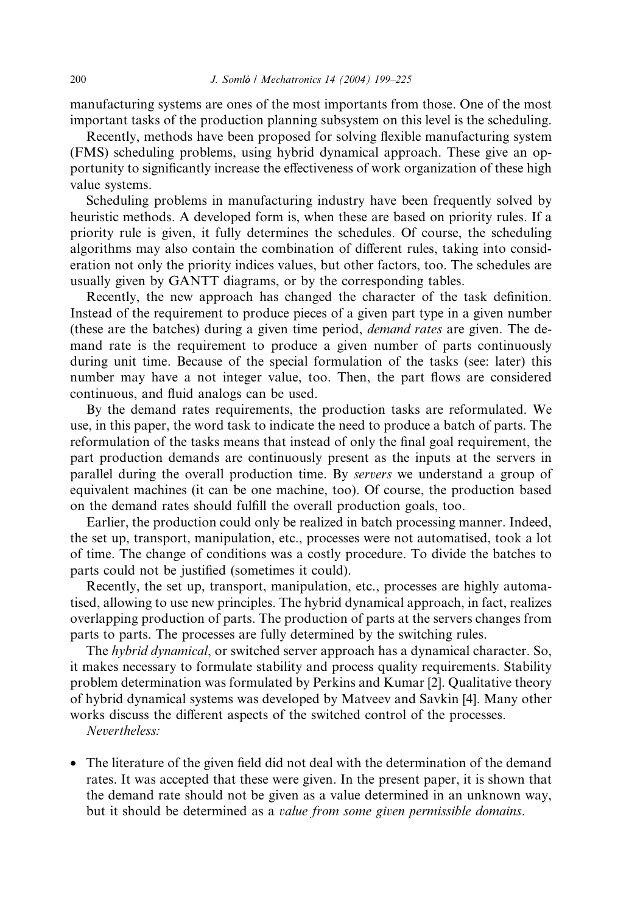manufacturing systems are ones of the most importants from those. One of the most important tasks of the production planning subsystem on this level is the scheduling.

Recently, methods have been proposed for solving flexible manufacturing system (FMS) scheduling problems, using hybrid dynamical approach. These give an opportunity to significantly increase the effectiveness of work organization of these high value systems.

Scheduling problems in manufacturing industry have been frequently solved by heuristic methods. A developed form is, when these are based on priority rules. If a priority rule is given, it fully determines the schedules. Of course, the scheduling algorithms may also contain the combination of different rules, taking into consideration not only the priority indices values, but other factors, too. The schedules are usually given by GANTT diagrams, or by the corresponding tables.

Recently, the new approach has changed the character of the task definition. Instead of the requirement to produce pieces of a given part type in a given number (these are the batches) during a given time period, *demand rates* are given. The demand rate is the requirement to produce a given number of parts continuously during unit time. Because of the special formulation of the tasks (see: later) this number may have a not integer value, too. Then, the part flows are considered continuous, and fluid analogs can be used.

By the demand rates requirements, the production tasks are reformulated. We use, in this paper, the word task to indicate the need to produce a batch of parts. The reformulation of the tasks means that instead of only the final goal requirement, the part production demands are continuously present as the inputs at the servers in parallel during the overall production time. By *servers* we understand a group of equivalent machines (it can be one machine, too). Of course, the production based on the demand rates should fulfill the overall production goals, too.

Earlier, the production could only be realized in batch processing manner. Indeed, the set up, transport, manipulation, etc., processes were not automatised, took a lot of time. The change of conditions was a costly procedure. To divide the batches to parts could not be justified (sometimes it could).

Recently, the set up, transport, manipulation, etc., processes are highly automatised, allowing to use new principles. The hybrid dynamical approach, in fact, realizes overlapping production of parts. The production of parts at the servers changes from parts to parts. The processes are fully determined by the switching rules.

The *hybrid dynamical*, or switched server approach has a dynamical character. So, it makes necessary to formulate stability and process quality requirements. Stability problem determination was formulated by Perkins and Kumar [2]. Qualitative theory of hybrid dynamical systems was developed by Matveev and Savkin [4]. Many other works discuss the different aspects of the switched control of the processes.

*Nevertheless:*

- The literature of the given field did not deal with the determination of the demand rates. It was accepted that these were given. In the present paper, it is shown that the demand rate should not be given as a value determined in an unknown way, but it should be determined as a *value from some given permissible domains*.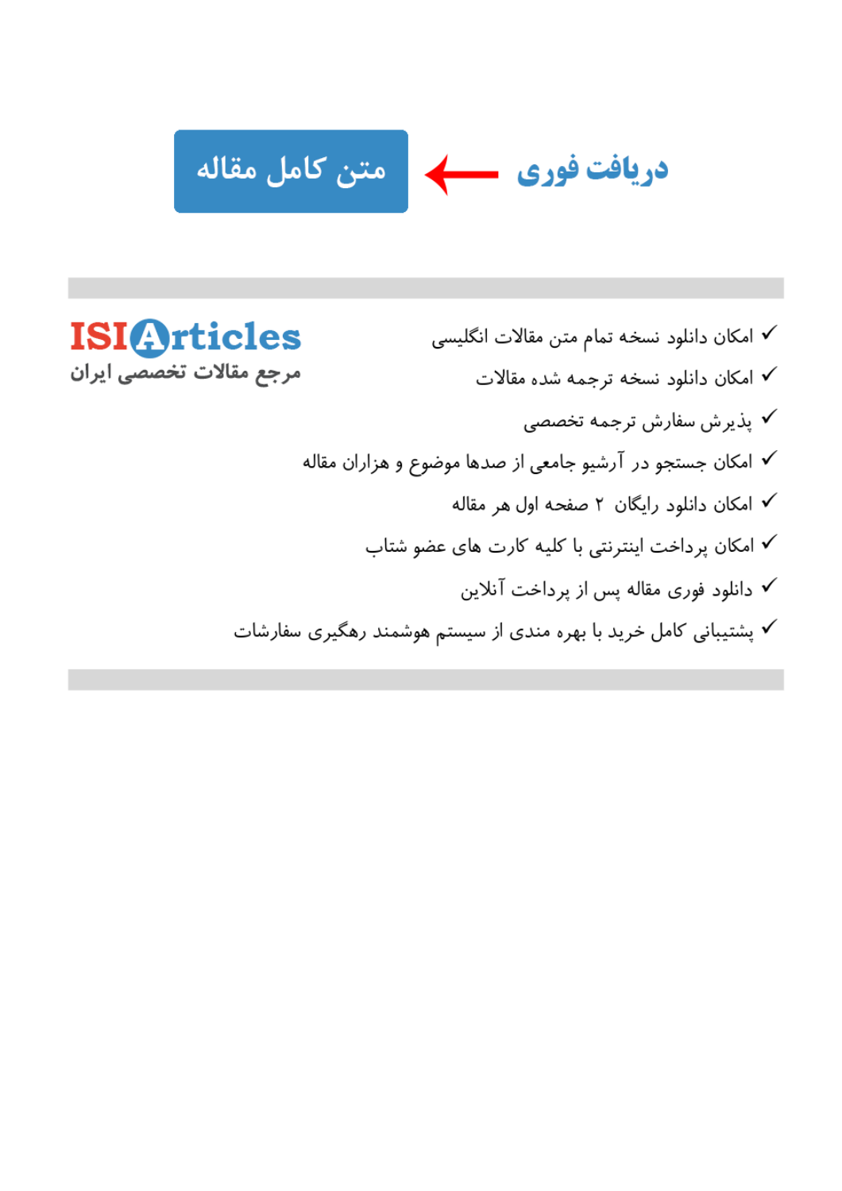دریافت فوری ← متن کامل مقاله

ISIArticles

مرجع مقالات تخصصی ایران

- ✓ امکان دانلود نسخه تمام متن مقالات انگلیسی
- ✓ امکان دانلود نسخه ترجمه شده مقالات
- ✓ پذیرش سفارش ترجمه تخصصی
- ✓ امکان جستجو در آرشیو جامعی از صدها موضوع و هزاران مقاله
- ✓ امکان دانلود رایگان ۲ صفحه اول هر مقاله
- ✓ امکان پرداخت اینترنتی با کلیه کارت های عضو شتاب
- ✓ دانلود فوری مقاله پس از پرداخت آنلاین
- ✓ پشتیبانی کامل خرید با بهره مندی از سیستم هوشمند رهگیری سفارشات